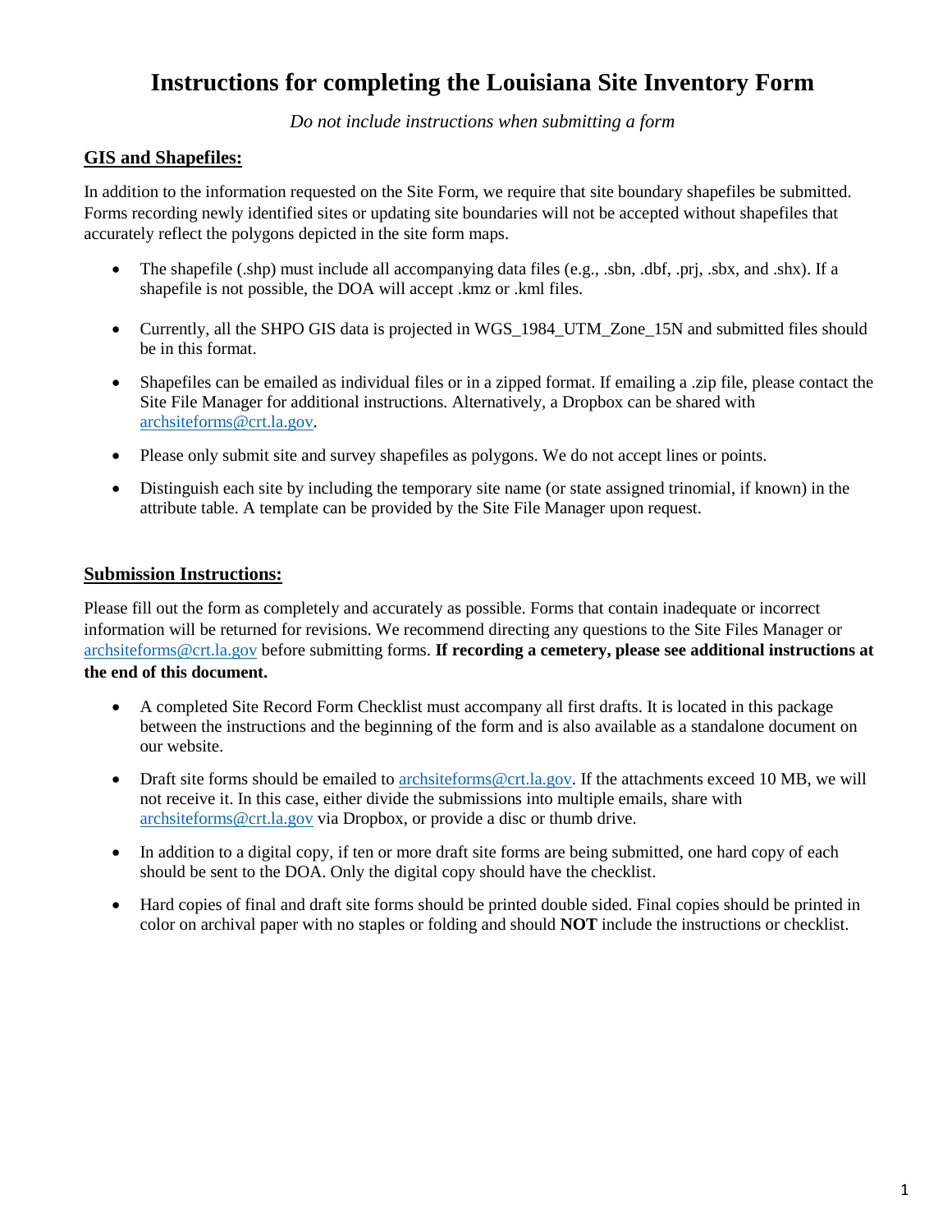# Instructions for completing the Louisiana Site Inventory Form

*Do not include instructions when submitting a form*

## GIS and Shapefiles:

In addition to the information requested on the Site Form, we require that site boundary shapefiles be submitted. Forms recording newly identified sites or updating site boundaries will not be accepted without shapefiles that accurately reflect the polygons depicted in the site form maps.

- The shapefile (.shp) must include all accompanying data files (e.g., .sbn, .dbf, .prj, .sbx, and .shx). If a shapefile is not possible, the DOA will accept .kmz or .kml files.

- Currently, all the SHPO GIS data is projected in WGS_1984_UTM_Zone_15N and submitted files should be in this format.

- Shapefiles can be emailed as individual files or in a zipped format. If emailing a .zip file, please contact the Site File Manager for additional instructions. Alternatively, a Dropbox can be shared with archsiteforms@crt.la.gov.

- Please only submit site and survey shapefiles as polygons. We do not accept lines or points.

- Distinguish each site by including the temporary site name (or state assigned trinomial, if known) in the attribute table. A template can be provided by the Site File Manager upon request.

## Submission Instructions:

Please fill out the form as completely and accurately as possible. Forms that contain inadequate or incorrect information will be returned for revisions. We recommend directing any questions to the Site Files Manager or archsiteforms@crt.la.gov before submitting forms. **If recording a cemetery, please see additional instructions at the end of this document.**

- A completed Site Record Form Checklist must accompany all first drafts. It is located in this package between the instructions and the beginning of the form and is also available as a standalone document on our website.

- Draft site forms should be emailed to archsiteforms@crt.la.gov. If the attachments exceed 10 MB, we will not receive it. In this case, either divide the submissions into multiple emails, share with archsiteforms@crt.la.gov via Dropbox, or provide a disc or thumb drive.

- In addition to a digital copy, if ten or more draft site forms are being submitted, one hard copy of each should be sent to the DOA. Only the digital copy should have the checklist.

- Hard copies of final and draft site forms should be printed double sided. Final copies should be printed in color on archival paper with no staples or folding and should **NOT** include the instructions or checklist.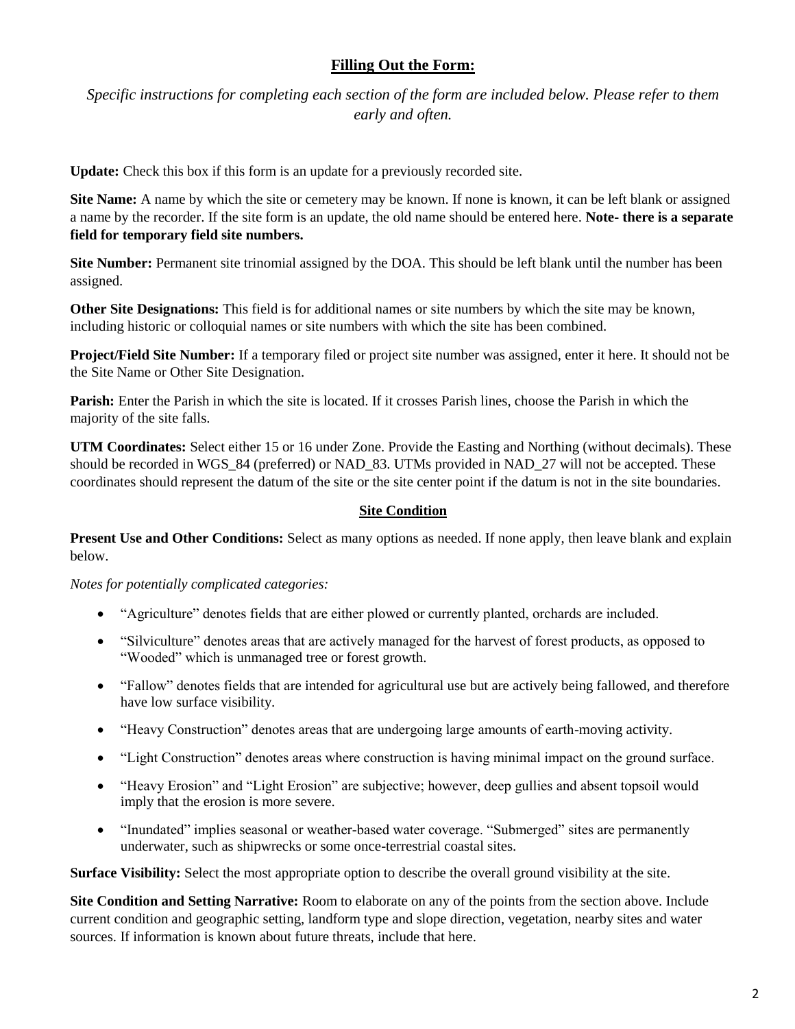## Filling Out the Form:

*Specific instructions for completing each section of the form are included below. Please refer to them early and often.*

**Update:** Check this box if this form is an update for a previously recorded site.

**Site Name:** A name by which the site or cemetery may be known. If none is known, it can be left blank or assigned a name by the recorder. If the site form is an update, the old name should be entered here. **Note- there is a separate field for temporary field site numbers.**

**Site Number:** Permanent site trinomial assigned by the DOA. This should be left blank until the number has been assigned.

**Other Site Designations:** This field is for additional names or site numbers by which the site may be known, including historic or colloquial names or site numbers with which the site has been combined.

**Project/Field Site Number:** If a temporary filed or project site number was assigned, enter it here. It should not be the Site Name or Other Site Designation.

**Parish:** Enter the Parish in which the site is located. If it crosses Parish lines, choose the Parish in which the majority of the site falls.

**UTM Coordinates:** Select either 15 or 16 under Zone. Provide the Easting and Northing (without decimals). These should be recorded in WGS_84 (preferred) or NAD_83. UTMs provided in NAD_27 will not be accepted. These coordinates should represent the datum of the site or the site center point if the datum is not in the site boundaries.

### Site Condition

**Present Use and Other Conditions:** Select as many options as needed. If none apply, then leave blank and explain below.

*Notes for potentially complicated categories:*

- "Agriculture" denotes fields that are either plowed or currently planted, orchards are included.
- "Silviculture" denotes areas that are actively managed for the harvest of forest products, as opposed to "Wooded" which is unmanaged tree or forest growth.
- "Fallow" denotes fields that are intended for agricultural use but are actively being fallowed, and therefore have low surface visibility.
- "Heavy Construction" denotes areas that are undergoing large amounts of earth-moving activity.
- "Light Construction" denotes areas where construction is having minimal impact on the ground surface.
- "Heavy Erosion" and "Light Erosion" are subjective; however, deep gullies and absent topsoil would imply that the erosion is more severe.
- "Inundated" implies seasonal or weather-based water coverage. "Submerged" sites are permanently underwater, such as shipwrecks or some once-terrestrial coastal sites.

**Surface Visibility:** Select the most appropriate option to describe the overall ground visibility at the site.

**Site Condition and Setting Narrative:** Room to elaborate on any of the points from the section above. Include current condition and geographic setting, landform type and slope direction, vegetation, nearby sites and water sources. If information is known about future threats, include that here.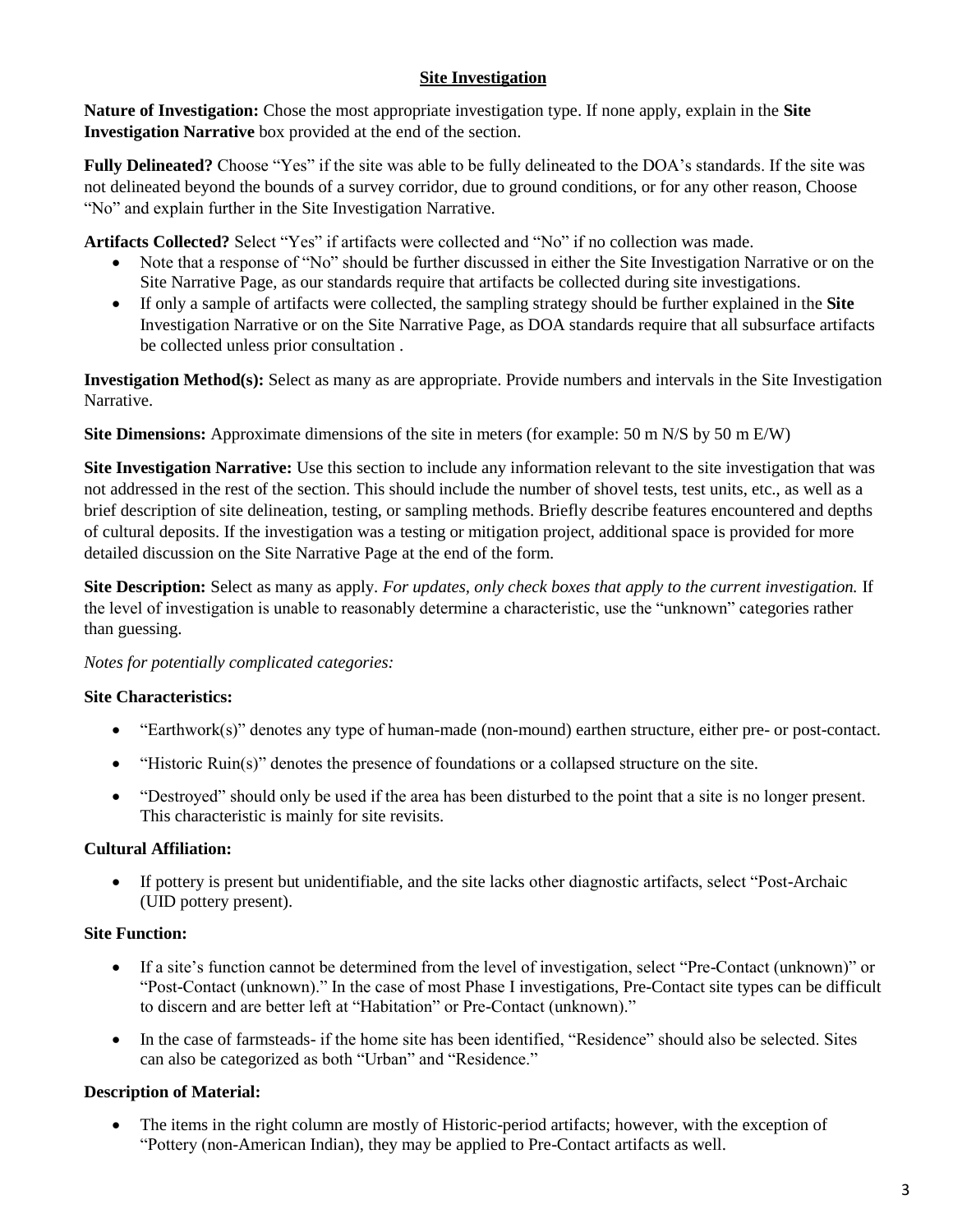## Site Investigation

**Nature of Investigation:** Chose the most appropriate investigation type. If none apply, explain in the **Site Investigation Narrative** box provided at the end of the section.

**Fully Delineated?** Choose "Yes" if the site was able to be fully delineated to the DOA's standards. If the site was not delineated beyond the bounds of a survey corridor, due to ground conditions, or for any other reason, Choose "No" and explain further in the Site Investigation Narrative.

**Artifacts Collected?** Select "Yes" if artifacts were collected and "No" if no collection was made.

- Note that a response of "No" should be further discussed in either the Site Investigation Narrative or on the Site Narrative Page, as our standards require that artifacts be collected during site investigations.
- If only a sample of artifacts were collected, the sampling strategy should be further explained in the **Site** Investigation Narrative or on the Site Narrative Page, as DOA standards require that all subsurface artifacts be collected unless prior consultation .

**Investigation Method(s):** Select as many as are appropriate. Provide numbers and intervals in the Site Investigation Narrative.

**Site Dimensions:** Approximate dimensions of the site in meters (for example: 50 m N/S by 50 m E/W)

**Site Investigation Narrative:** Use this section to include any information relevant to the site investigation that was not addressed in the rest of the section. This should include the number of shovel tests, test units, etc., as well as a brief description of site delineation, testing, or sampling methods. Briefly describe features encountered and depths of cultural deposits. If the investigation was a testing or mitigation project, additional space is provided for more detailed discussion on the Site Narrative Page at the end of the form.

**Site Description:** Select as many as apply. *For updates, only check boxes that apply to the current investigation.* If the level of investigation is unable to reasonably determine a characteristic, use the "unknown" categories rather than guessing.

*Notes for potentially complicated categories:*

**Site Characteristics:**

- "Earthwork(s)" denotes any type of human-made (non-mound) earthen structure, either pre- or post-contact.
- "Historic Ruin(s)" denotes the presence of foundations or a collapsed structure on the site.
- "Destroyed" should only be used if the area has been disturbed to the point that a site is no longer present. This characteristic is mainly for site revisits.

**Cultural Affiliation:**

- If pottery is present but unidentifiable, and the site lacks other diagnostic artifacts, select "Post-Archaic (UID pottery present).

**Site Function:**

- If a site's function cannot be determined from the level of investigation, select "Pre-Contact (unknown)" or "Post-Contact (unknown)." In the case of most Phase I investigations, Pre-Contact site types can be difficult to discern and are better left at "Habitation" or Pre-Contact (unknown)."
- In the case of farmsteads- if the home site has been identified, "Residence" should also be selected. Sites can also be categorized as both "Urban" and "Residence."

**Description of Material:**

- The items in the right column are mostly of Historic-period artifacts; however, with the exception of "Pottery (non-American Indian), they may be applied to Pre-Contact artifacts as well.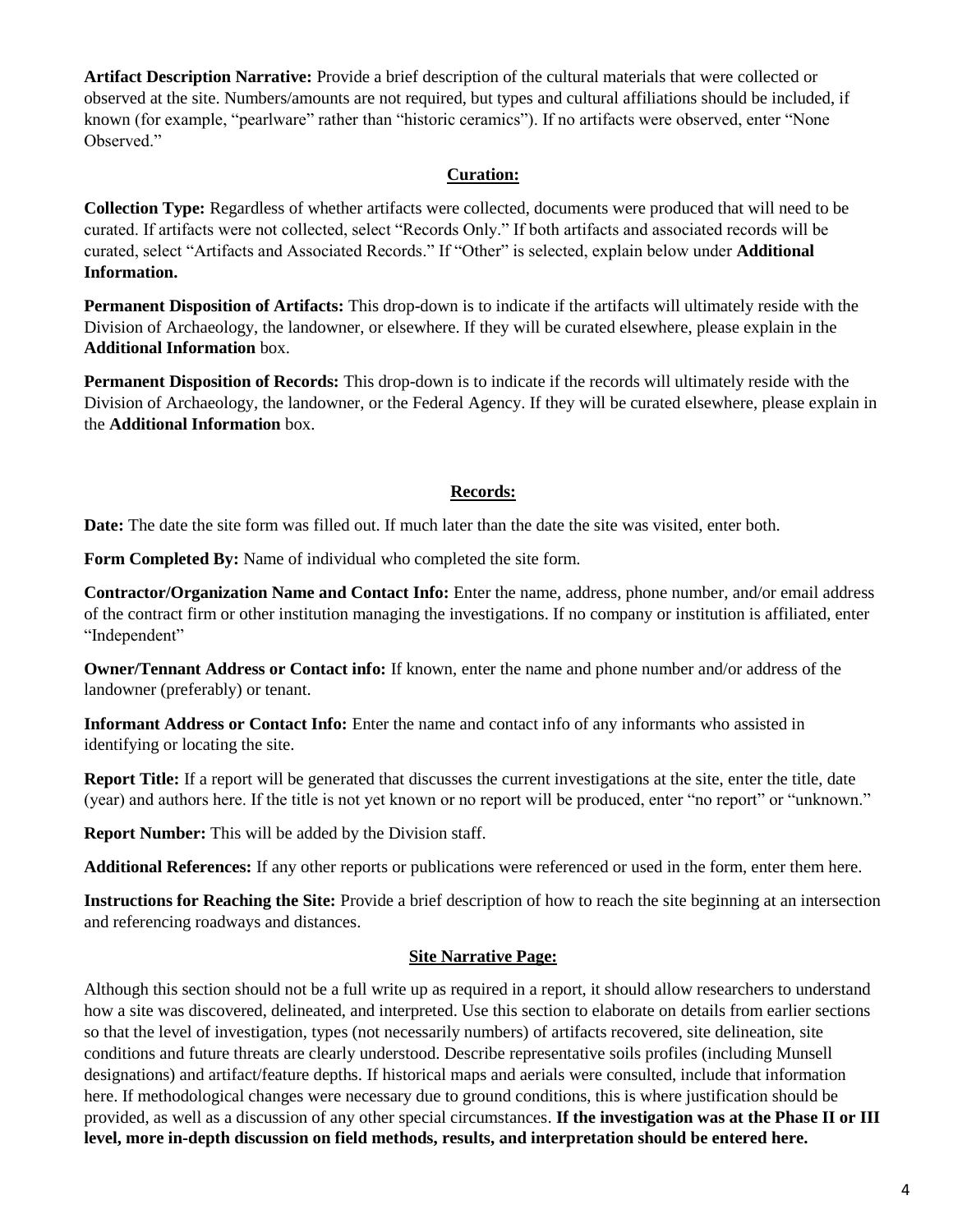**Artifact Description Narrative:** Provide a brief description of the cultural materials that were collected or observed at the site. Numbers/amounts are not required, but types and cultural affiliations should be included, if known (for example, "pearlware" rather than "historic ceramics"). If no artifacts were observed, enter "None Observed."

## Curation:

**Collection Type:** Regardless of whether artifacts were collected, documents were produced that will need to be curated. If artifacts were not collected, select "Records Only." If both artifacts and associated records will be curated, select "Artifacts and Associated Records." If "Other" is selected, explain below under **Additional Information.**

**Permanent Disposition of Artifacts:** This drop-down is to indicate if the artifacts will ultimately reside with the Division of Archaeology, the landowner, or elsewhere. If they will be curated elsewhere, please explain in the **Additional Information** box.

**Permanent Disposition of Records:** This drop-down is to indicate if the records will ultimately reside with the Division of Archaeology, the landowner, or the Federal Agency. If they will be curated elsewhere, please explain in the **Additional Information** box.

## Records:

**Date:** The date the site form was filled out. If much later than the date the site was visited, enter both.

**Form Completed By:** Name of individual who completed the site form.

**Contractor/Organization Name and Contact Info:** Enter the name, address, phone number, and/or email address of the contract firm or other institution managing the investigations. If no company or institution is affiliated, enter "Independent"

**Owner/Tennant Address or Contact info:** If known, enter the name and phone number and/or address of the landowner (preferably) or tenant.

**Informant Address or Contact Info:** Enter the name and contact info of any informants who assisted in identifying or locating the site.

**Report Title:** If a report will be generated that discusses the current investigations at the site, enter the title, date (year) and authors here. If the title is not yet known or no report will be produced, enter "no report" or "unknown."

**Report Number:** This will be added by the Division staff.

**Additional References:** If any other reports or publications were referenced or used in the form, enter them here.

**Instructions for Reaching the Site:** Provide a brief description of how to reach the site beginning at an intersection and referencing roadways and distances.

## Site Narrative Page:

Although this section should not be a full write up as required in a report, it should allow researchers to understand how a site was discovered, delineated, and interpreted. Use this section to elaborate on details from earlier sections so that the level of investigation, types (not necessarily numbers) of artifacts recovered, site delineation, site conditions and future threats are clearly understood. Describe representative soils profiles (including Munsell designations) and artifact/feature depths. If historical maps and aerials were consulted, include that information here. If methodological changes were necessary due to ground conditions, this is where justification should be provided, as well as a discussion of any other special circumstances. **If the investigation was at the Phase II or III level, more in-depth discussion on field methods, results, and interpretation should be entered here.**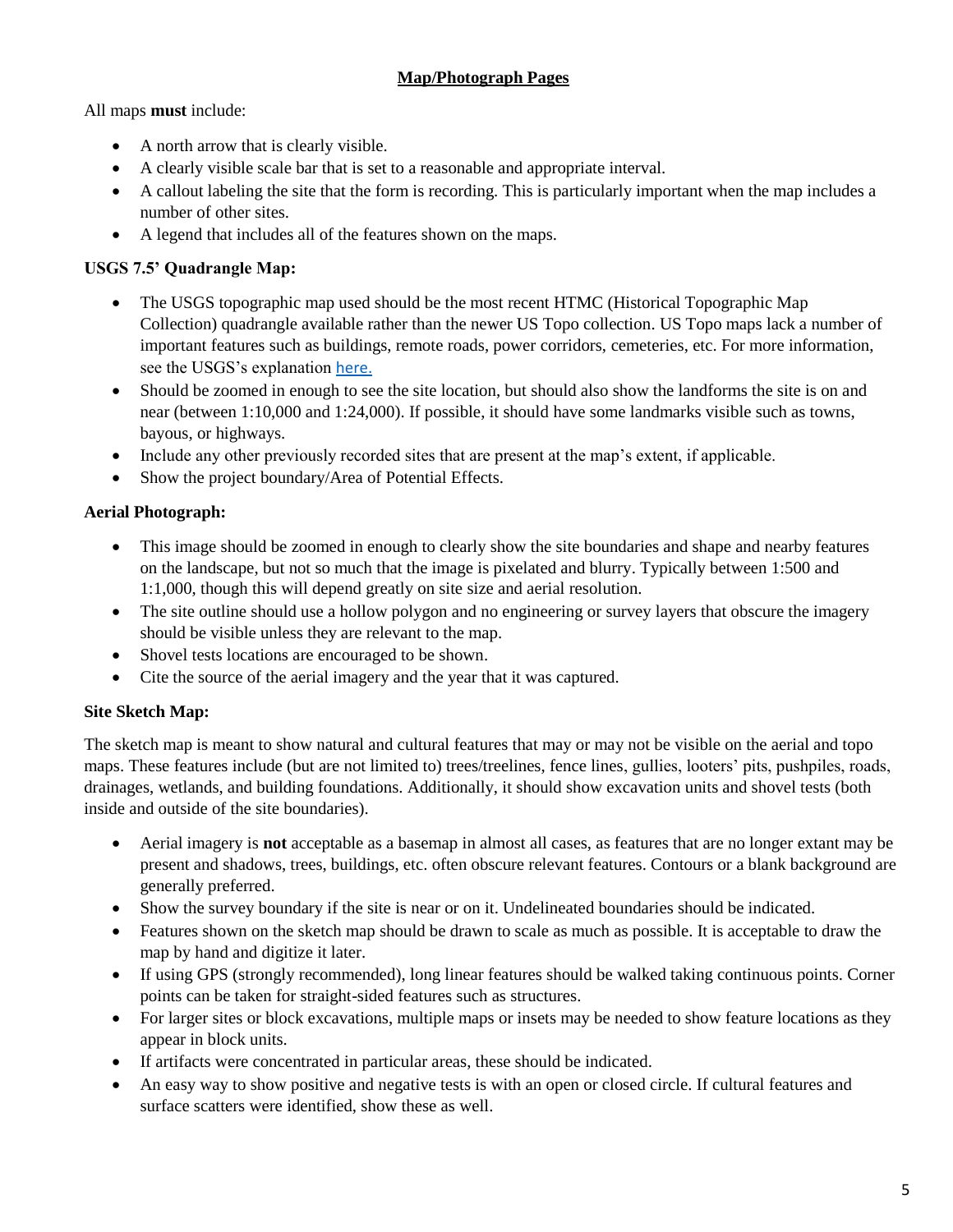## Map/Photograph Pages

All maps **must** include:

- A north arrow that is clearly visible.
- A clearly visible scale bar that is set to a reasonable and appropriate interval.
- A callout labeling the site that the form is recording. This is particularly important when the map includes a number of other sites.
- A legend that includes all of the features shown on the maps.

### USGS 7.5' Quadrangle Map:

- The USGS topographic map used should be the most recent HTMC (Historical Topographic Map Collection) quadrangle available rather than the newer US Topo collection. US Topo maps lack a number of important features such as buildings, remote roads, power corridors, cemeteries, etc. For more information, see the USGS's explanation here.
- Should be zoomed in enough to see the site location, but should also show the landforms the site is on and near (between 1:10,000 and 1:24,000). If possible, it should have some landmarks visible such as towns, bayous, or highways.
- Include any other previously recorded sites that are present at the map's extent, if applicable.
- Show the project boundary/Area of Potential Effects.

### Aerial Photograph:

- This image should be zoomed in enough to clearly show the site boundaries and shape and nearby features on the landscape, but not so much that the image is pixelated and blurry. Typically between 1:500 and 1:1,000, though this will depend greatly on site size and aerial resolution.
- The site outline should use a hollow polygon and no engineering or survey layers that obscure the imagery should be visible unless they are relevant to the map.
- Shovel tests locations are encouraged to be shown.
- Cite the source of the aerial imagery and the year that it was captured.

### Site Sketch Map:

The sketch map is meant to show natural and cultural features that may or may not be visible on the aerial and topo maps. These features include (but are not limited to) trees/treelines, fence lines, gullies, looters' pits, pushpiles, roads, drainages, wetlands, and building foundations. Additionally, it should show excavation units and shovel tests (both inside and outside of the site boundaries).

- Aerial imagery is **not** acceptable as a basemap in almost all cases, as features that are no longer extant may be present and shadows, trees, buildings, etc. often obscure relevant features. Contours or a blank background are generally preferred.
- Show the survey boundary if the site is near or on it. Undelineated boundaries should be indicated.
- Features shown on the sketch map should be drawn to scale as much as possible. It is acceptable to draw the map by hand and digitize it later.
- If using GPS (strongly recommended), long linear features should be walked taking continuous points. Corner points can be taken for straight-sided features such as structures.
- For larger sites or block excavations, multiple maps or insets may be needed to show feature locations as they appear in block units.
- If artifacts were concentrated in particular areas, these should be indicated.
- An easy way to show positive and negative tests is with an open or closed circle. If cultural features and surface scatters were identified, show these as well.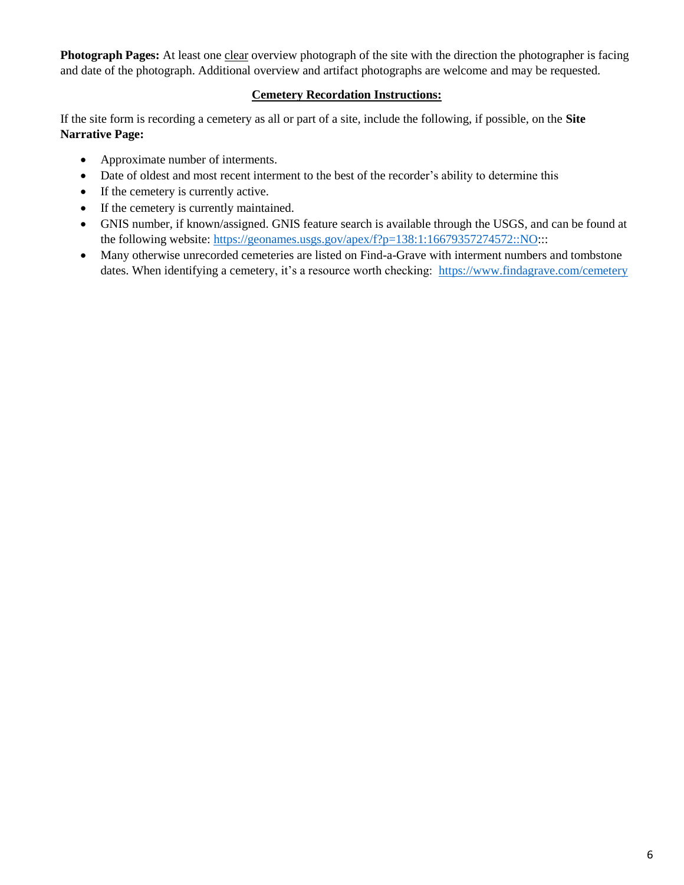**Photograph Pages:** At least one clear overview photograph of the site with the direction the photographer is facing and date of the photograph. Additional overview and artifact photographs are welcome and may be requested.

## Cemetery Recordation Instructions:

If the site form is recording a cemetery as all or part of a site, include the following, if possible, on the **Site Narrative Page:**

- Approximate number of interments.
- Date of oldest and most recent interment to the best of the recorder's ability to determine this
- If the cemetery is currently active.
- If the cemetery is currently maintained.
- GNIS number, if known/assigned. GNIS feature search is available through the USGS, and can be found at the following website: https://geonames.usgs.gov/apex/f?p=138:1:16679357274572::NO:::
- Many otherwise unrecorded cemeteries are listed on Find-a-Grave with interment numbers and tombstone dates. When identifying a cemetery, it's a resource worth checking: https://www.findagrave.com/cemetery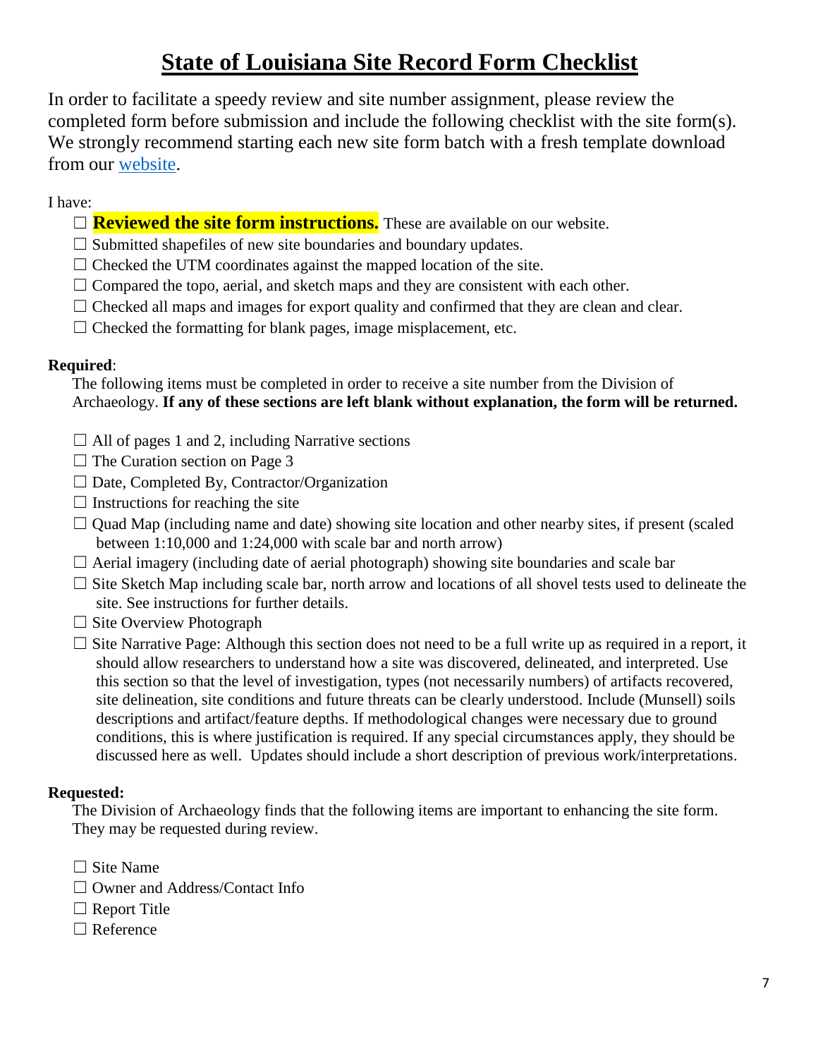# State of Louisiana Site Record Form Checklist

In order to facilitate a speedy review and site number assignment, please review the completed form before submission and include the following checklist with the site form(s). We strongly recommend starting each new site form batch with a fresh template download from our website.

I have:

- ☐ **Reviewed the site form instructions.** These are available on our website.
- ☐ Submitted shapefiles of new site boundaries and boundary updates.
- ☐ Checked the UTM coordinates against the mapped location of the site.
- ☐ Compared the topo, aerial, and sketch maps and they are consistent with each other.
- ☐ Checked all maps and images for export quality and confirmed that they are clean and clear.
- ☐ Checked the formatting for blank pages, image misplacement, etc.

**Required**:

The following items must be completed in order to receive a site number from the Division of Archaeology. **If any of these sections are left blank without explanation, the form will be returned.**

- ☐ All of pages 1 and 2, including Narrative sections
- ☐ The Curation section on Page 3
- ☐ Date, Completed By, Contractor/Organization
- ☐ Instructions for reaching the site
- ☐ Quad Map (including name and date) showing site location and other nearby sites, if present (scaled between 1:10,000 and 1:24,000 with scale bar and north arrow)
- ☐ Aerial imagery (including date of aerial photograph) showing site boundaries and scale bar
- ☐ Site Sketch Map including scale bar, north arrow and locations of all shovel tests used to delineate the site. See instructions for further details.
- ☐ Site Overview Photograph
- ☐ Site Narrative Page: Although this section does not need to be a full write up as required in a report, it should allow researchers to understand how a site was discovered, delineated, and interpreted. Use this section so that the level of investigation, types (not necessarily numbers) of artifacts recovered, site delineation, site conditions and future threats can be clearly understood. Include (Munsell) soils descriptions and artifact/feature depths. If methodological changes were necessary due to ground conditions, this is where justification is required. If any special circumstances apply, they should be discussed here as well. Updates should include a short description of previous work/interpretations.

**Requested:**

The Division of Archaeology finds that the following items are important to enhancing the site form. They may be requested during review.

- ☐ Site Name
- ☐ Owner and Address/Contact Info
- ☐ Report Title
- ☐ Reference